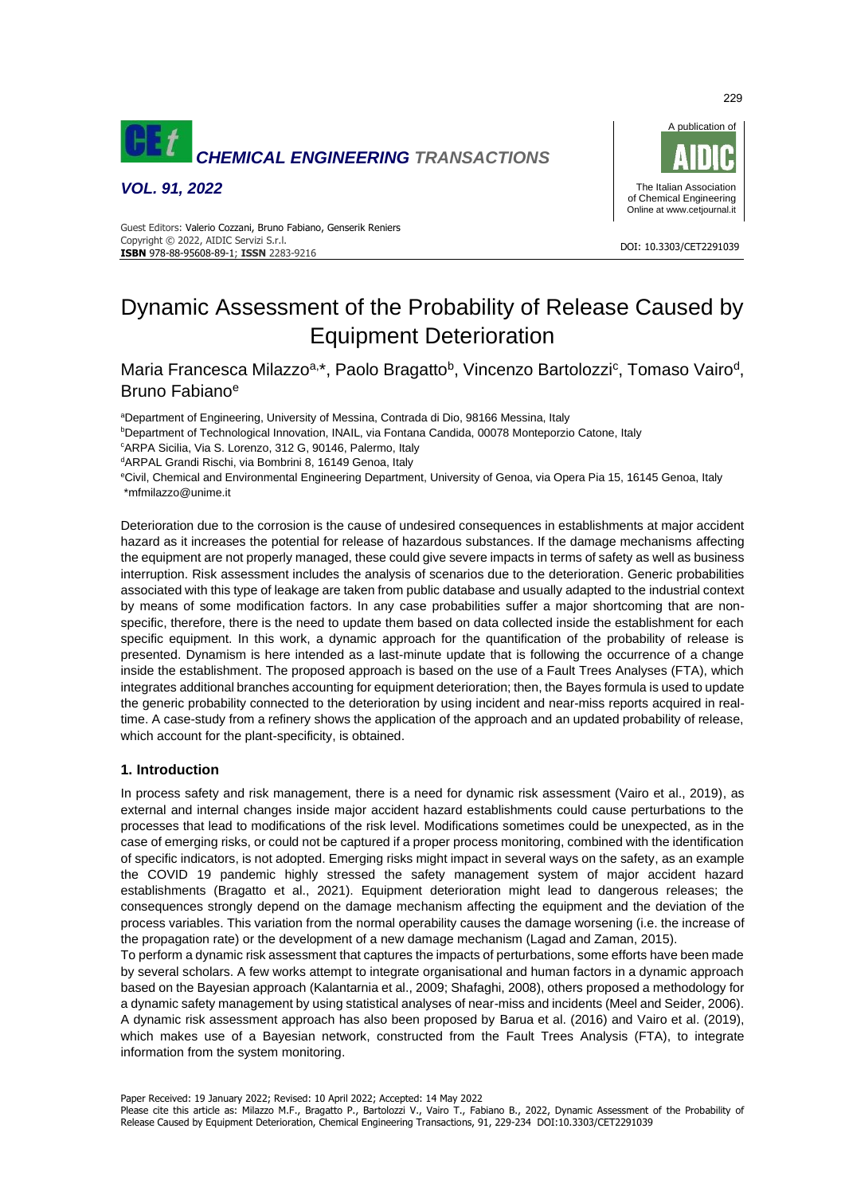# Dynamic Assessment of the Probability of Release Caused by Equipment Deterioration

Maria Francesca Milazzo[a,*], Paolo Bragatto[b], Vincenzo Bartolozzi[c], Tomaso Vairo[d], Bruno Fabiano[e]

[a]Department of Engineering, University of Messina, Contrada di Dio, 98166 Messina, Italy
[b]Department of Technological Innovation, INAIL, via Fontana Candida, 00078 Monteporzio Catone, Italy
[c]ARPA Sicilia, Via S. Lorenzo, 312 G, 90146, Palermo, Italy
[d]ARPAL Grandi Rischi, via Bombrini 8, 16149 Genoa, Italy
[e]Civil, Chemical and Environmental Engineering Department, University of Genoa, via Opera Pia 15, 16145 Genoa, Italy
*mfmilazzo@unime.it

Deterioration due to the corrosion is the cause of undesired consequences in establishments at major accident hazard as it increases the potential for release of hazardous substances. If the damage mechanisms affecting the equipment are not properly managed, these could give severe impacts in terms of safety as well as business interruption. Risk assessment includes the analysis of scenarios due to the deterioration. Generic probabilities associated with this type of leakage are taken from public database and usually adapted to the industrial context by means of some modification factors. In any case probabilities suffer a major shortcoming that are non-specific, therefore, there is the need to update them based on data collected inside the establishment for each specific equipment. In this work, a dynamic approach for the quantification of the probability of release is presented. Dynamism is here intended as a last-minute update that is following the occurrence of a change inside the establishment. The proposed approach is based on the use of a Fault Trees Analyses (FTA), which integrates additional branches accounting for equipment deterioration; then, the Bayes formula is used to update the generic probability connected to the deterioration by using incident and near-miss reports acquired in real-time. A case-study from a refinery shows the application of the approach and an updated probability of release, which account for the plant-specificity, is obtained.

## 1. Introduction

In process safety and risk management, there is a need for dynamic risk assessment (Vairo et al., 2019), as external and internal changes inside major accident hazard establishments could cause perturbations to the processes that lead to modifications of the risk level. Modifications sometimes could be unexpected, as in the case of emerging risks, or could not be captured if a proper process monitoring, combined with the identification of specific indicators, is not adopted. Emerging risks might impact in several ways on the safety, as an example the COVID 19 pandemic highly stressed the safety management system of major accident hazard establishments (Bragatto et al., 2021). Equipment deterioration might lead to dangerous releases; the consequences strongly depend on the damage mechanism affecting the equipment and the deviation of the process variables. This variation from the normal operability causes the damage worsening (i.e. the increase of the propagation rate) or the development of a new damage mechanism (Lagad and Zaman, 2015).

To perform a dynamic risk assessment that captures the impacts of perturbations, some efforts have been made by several scholars. A few works attempt to integrate organisational and human factors in a dynamic approach based on the Bayesian approach (Kalantarnia et al., 2009; Shafaghi, 2008), others proposed a methodology for a dynamic safety management by using statistical analyses of near-miss and incidents (Meel and Seider, 2006). A dynamic risk assessment approach has also been proposed by Barua et al. (2016) and Vairo et al. (2019), which makes use of a Bayesian network, constructed from the Fault Trees Analysis (FTA), to integrate information from the system monitoring.

Paper Received: 19 January 2022; Revised: 10 April 2022; Accepted: 14 May 2022
Please cite this article as: Milazzo M.F., Bragatto P., Bartolozzi V., Vairo T., Fabiano B., 2022, Dynamic Assessment of the Probability of Release Caused by Equipment Deterioration, Chemical Engineering Transactions, 91, 229-234 DOI:10.3303/CET2291039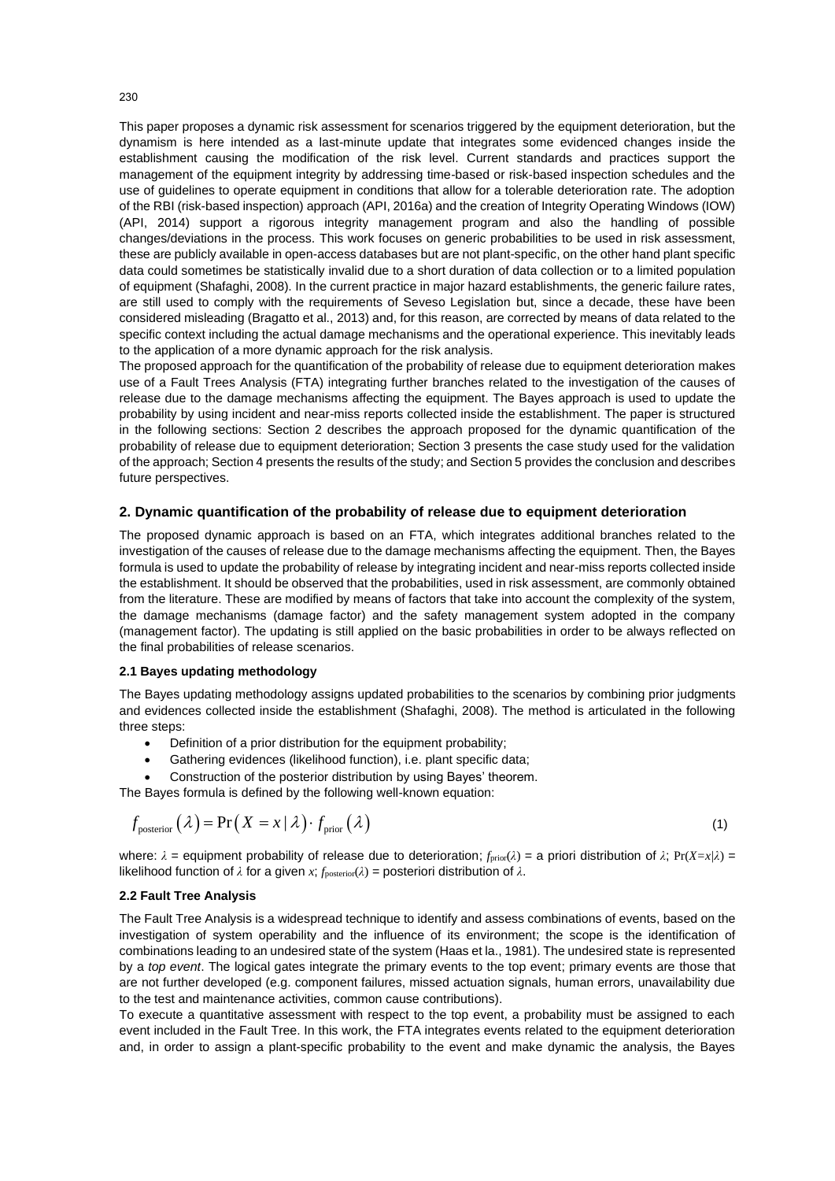This paper proposes a dynamic risk assessment for scenarios triggered by the equipment deterioration, but the dynamism is here intended as a last-minute update that integrates some evidenced changes inside the establishment causing the modification of the risk level. Current standards and practices support the management of the equipment integrity by addressing time-based or risk-based inspection schedules and the use of guidelines to operate equipment in conditions that allow for a tolerable deterioration rate. The adoption of the RBI (risk-based inspection) approach (API, 2016a) and the creation of Integrity Operating Windows (IOW) (API, 2014) support a rigorous integrity management program and also the handling of possible changes/deviations in the process. This work focuses on generic probabilities to be used in risk assessment, these are publicly available in open-access databases but are not plant-specific, on the other hand plant specific data could sometimes be statistically invalid due to a short duration of data collection or to a limited population of equipment (Shafaghi, 2008). In the current practice in major hazard establishments, the generic failure rates, are still used to comply with the requirements of Seveso Legislation but, since a decade, these have been considered misleading (Bragatto et al., 2013) and, for this reason, are corrected by means of data related to the specific context including the actual damage mechanisms and the operational experience. This inevitably leads to the application of a more dynamic approach for the risk analysis.

The proposed approach for the quantification of the probability of release due to equipment deterioration makes use of a Fault Trees Analysis (FTA) integrating further branches related to the investigation of the causes of release due to the damage mechanisms affecting the equipment. The Bayes approach is used to update the probability by using incident and near-miss reports collected inside the establishment. The paper is structured in the following sections: Section 2 describes the approach proposed for the dynamic quantification of the probability of release due to equipment deterioration; Section 3 presents the case study used for the validation of the approach; Section 4 presents the results of the study; and Section 5 provides the conclusion and describes future perspectives.

## 2. Dynamic quantification of the probability of release due to equipment deterioration

The proposed dynamic approach is based on an FTA, which integrates additional branches related to the investigation of the causes of release due to the damage mechanisms affecting the equipment. Then, the Bayes formula is used to update the probability of release by integrating incident and near-miss reports collected inside the establishment. It should be observed that the probabilities, used in risk assessment, are commonly obtained from the literature. These are modified by means of factors that take into account the complexity of the system, the damage mechanisms (damage factor) and the safety management system adopted in the company (management factor). The updating is still applied on the basic probabilities in order to be always reflected on the final probabilities of release scenarios.

### 2.1 Bayes updating methodology

The Bayes updating methodology assigns updated probabilities to the scenarios by combining prior judgments and evidences collected inside the establishment (Shafaghi, 2008). The method is articulated in the following three steps:

- Definition of a prior distribution for the equipment probability;
- Gathering evidences (likelihood function), i.e. plant specific data;
- Construction of the posterior distribution by using Bayes' theorem.

The Bayes formula is defined by the following well-known equation:

$$f_{\text{posterior}}(\lambda) = \Pr(X = x \mid \lambda) \cdot f_{\text{prior}}(\lambda) \tag{1}$$

where: $\lambda$ = equipment probability of release due to deterioration; $f_{\text{prior}}(\lambda)$ = a priori distribution of $\lambda$; $\Pr(X=x|\lambda)$ = likelihood function of $\lambda$ for a given $x$; $f_{\text{posterior}}(\lambda)$ = posteriori distribution of $\lambda$.

### 2.2 Fault Tree Analysis

The Fault Tree Analysis is a widespread technique to identify and assess combinations of events, based on the investigation of system operability and the influence of its environment; the scope is the identification of combinations leading to an undesired state of the system (Haas et la., 1981). The undesired state is represented by a *top event*. The logical gates integrate the primary events to the top event; primary events are those that are not further developed (e.g. component failures, missed actuation signals, human errors, unavailability due to the test and maintenance activities, common cause contributions).

To execute a quantitative assessment with respect to the top event, a probability must be assigned to each event included in the Fault Tree. In this work, the FTA integrates events related to the equipment deterioration and, in order to assign a plant-specific probability to the event and make dynamic the analysis, the Bayes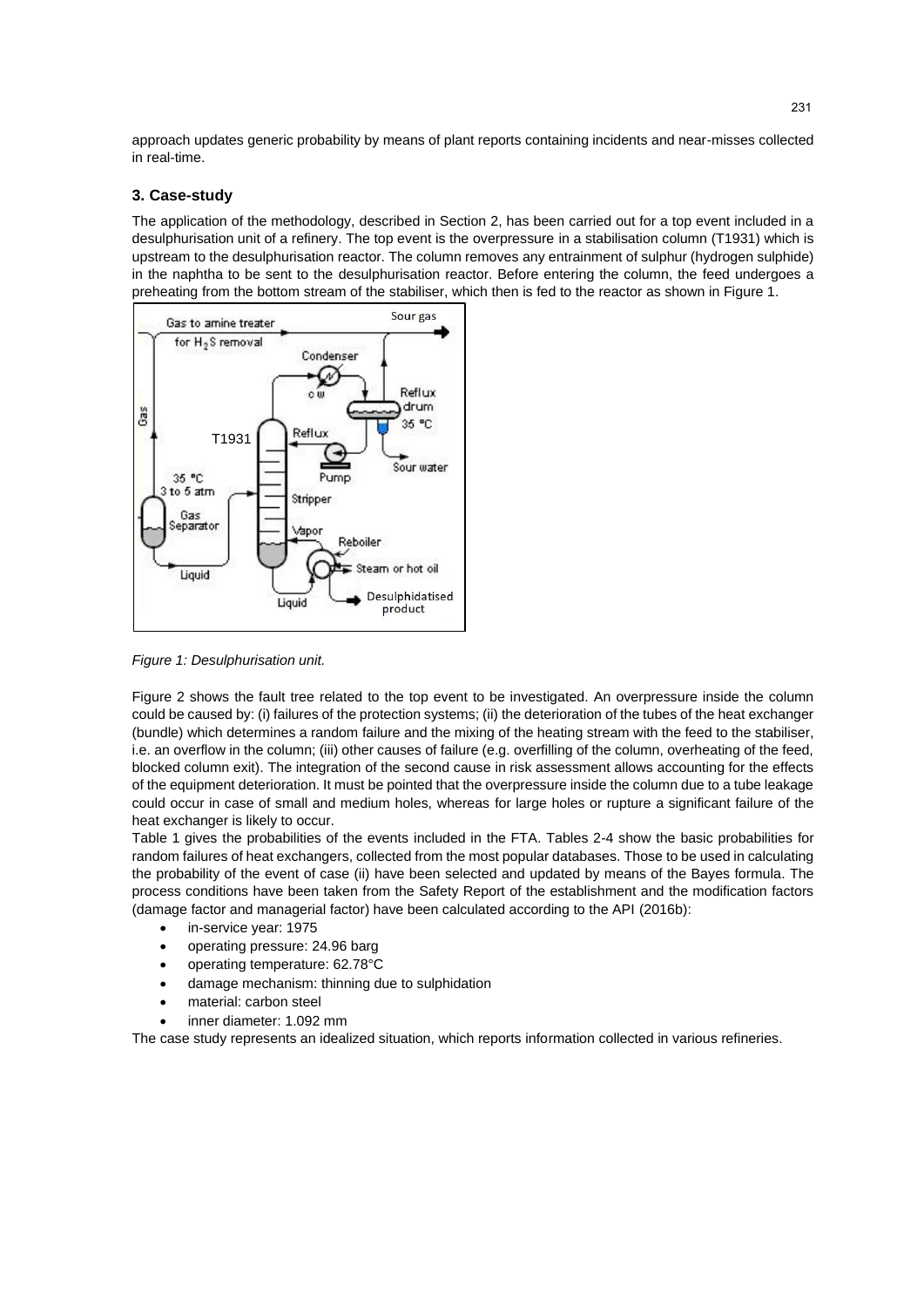approach updates generic probability by means of plant reports containing incidents and near-misses collected in real-time.

## 3. Case-study

The application of the methodology, described in Section 2, has been carried out for a top event included in a desulphurisation unit of a refinery. The top event is the overpressure in a stabilisation column (T1931) which is upstream to the desulphurisation reactor. The column removes any entrainment of sulphur (hydrogen sulphide) in the naphtha to be sent to the desulphurisation reactor. Before entering the column, the feed undergoes a preheating from the bottom stream of the stabiliser, which then is fed to the reactor as shown in Figure 1.

*Figure 1: Desulphurisation unit.*

Figure 2 shows the fault tree related to the top event to be investigated. An overpressure inside the column could be caused by: (i) failures of the protection systems; (ii) the deterioration of the tubes of the heat exchanger (bundle) which determines a random failure and the mixing of the heating stream with the feed to the stabiliser, i.e. an overflow in the column; (iii) other causes of failure (e.g. overfilling of the column, overheating of the feed, blocked column exit). The integration of the second cause in risk assessment allows accounting for the effects of the equipment deterioration. It must be pointed that the overpressure inside the column due to a tube leakage could occur in case of small and medium holes, whereas for large holes or rupture a significant failure of the heat exchanger is likely to occur.

Table 1 gives the probabilities of the events included in the FTA. Tables 2-4 show the basic probabilities for random failures of heat exchangers, collected from the most popular databases. Those to be used in calculating the probability of the event of case (ii) have been selected and updated by means of the Bayes formula. The process conditions have been taken from the Safety Report of the establishment and the modification factors (damage factor and managerial factor) have been calculated according to the API (2016b):

- in-service year: 1975
- operating pressure: 24.96 barg
- operating temperature: 62.78°C
- damage mechanism: thinning due to sulphidation
- material: carbon steel
- inner diameter: 1.092 mm

The case study represents an idealized situation, which reports information collected in various refineries.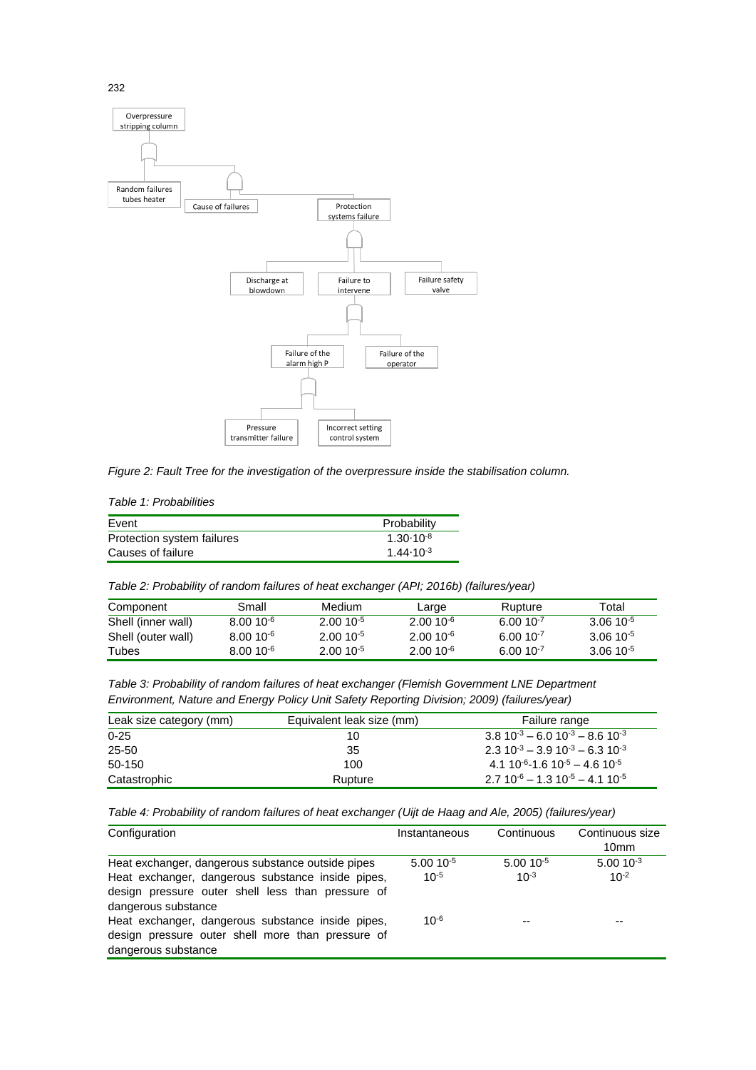Overpressure stripping column

Random failures tubes heater

Cause of failures

Protection systems failure

Discharge at blowdown

Failure to intervene

Failure safety valve

Failure of the alarm high P

Failure of the operator

Pressure transmitter failure

Incorrect setting control system

*Figure 2: Fault Tree for the investigation of the overpressure inside the stabilisation column.*

*Table 1: Probabilities*

| Event | Probability |
|---|---|
| Protection system failures | $1.30 \cdot 10^{-8}$ |
| Causes of failure | $1.44 \cdot 10^{-3}$ |

*Table 2: Probability of random failures of heat exchanger (API; 2016b) (failures/year)*

| Component | Small | Medium | Large | Rupture | Total |
|---|---|---|---|---|---|
| Shell (inner wall) | $8.00\ 10^{-6}$ | $2.00\ 10^{-5}$ | $2.00\ 10^{-6}$ | $6.00\ 10^{-7}$ | $3.06\ 10^{-5}$ |
| Shell (outer wall) | $8.00\ 10^{-6}$ | $2.00\ 10^{-5}$ | $2.00\ 10^{-6}$ | $6.00\ 10^{-7}$ | $3.06\ 10^{-5}$ |
| Tubes | $8.00\ 10^{-6}$ | $2.00\ 10^{-5}$ | $2.00\ 10^{-6}$ | $6.00\ 10^{-7}$ | $3.06\ 10^{-5}$ |

*Table 3: Probability of random failures of heat exchanger (Flemish Government LNE Department Environment, Nature and Energy Policy Unit Safety Reporting Division; 2009) (failures/year)*

| Leak size category (mm) | Equivalent leak size (mm) | Failure range |
|---|---|---|
| 0-25 | 10 | $3.8\ 10^{-3} - 6.0\ 10^{-3} - 8.6\ 10^{-3}$ |
| 25-50 | 35 | $2.3\ 10^{-3} - 3.9\ 10^{-3} - 6.3\ 10^{-3}$ |
| 50-150 | 100 | $4.1\ 10^{-6}$-$1.6\ 10^{-5} - 4.6\ 10^{-5}$ |
| Catastrophic | Rupture | $2.7\ 10^{-6} - 1.3\ 10^{-5} - 4.1\ 10^{-5}$ |

*Table 4: Probability of random failures of heat exchanger (Uijt de Haag and Ale, 2005) (failures/year)*

| Configuration | Instantaneous | Continuous | Continuous size 10mm |
|---|---|---|---|
| Heat exchanger, dangerous substance outside pipes | $5.00\ 10^{-5}$ | $5.00\ 10^{-5}$ | $5.00\ 10^{-3}$ |
| Heat exchanger, dangerous substance inside pipes, design pressure outer shell less than pressure of dangerous substance | $10^{-5}$ | $10^{-3}$ | $10^{-2}$ |
| Heat exchanger, dangerous substance inside pipes, design pressure outer shell more than pressure of dangerous substance | $10^{-6}$ | -- | -- |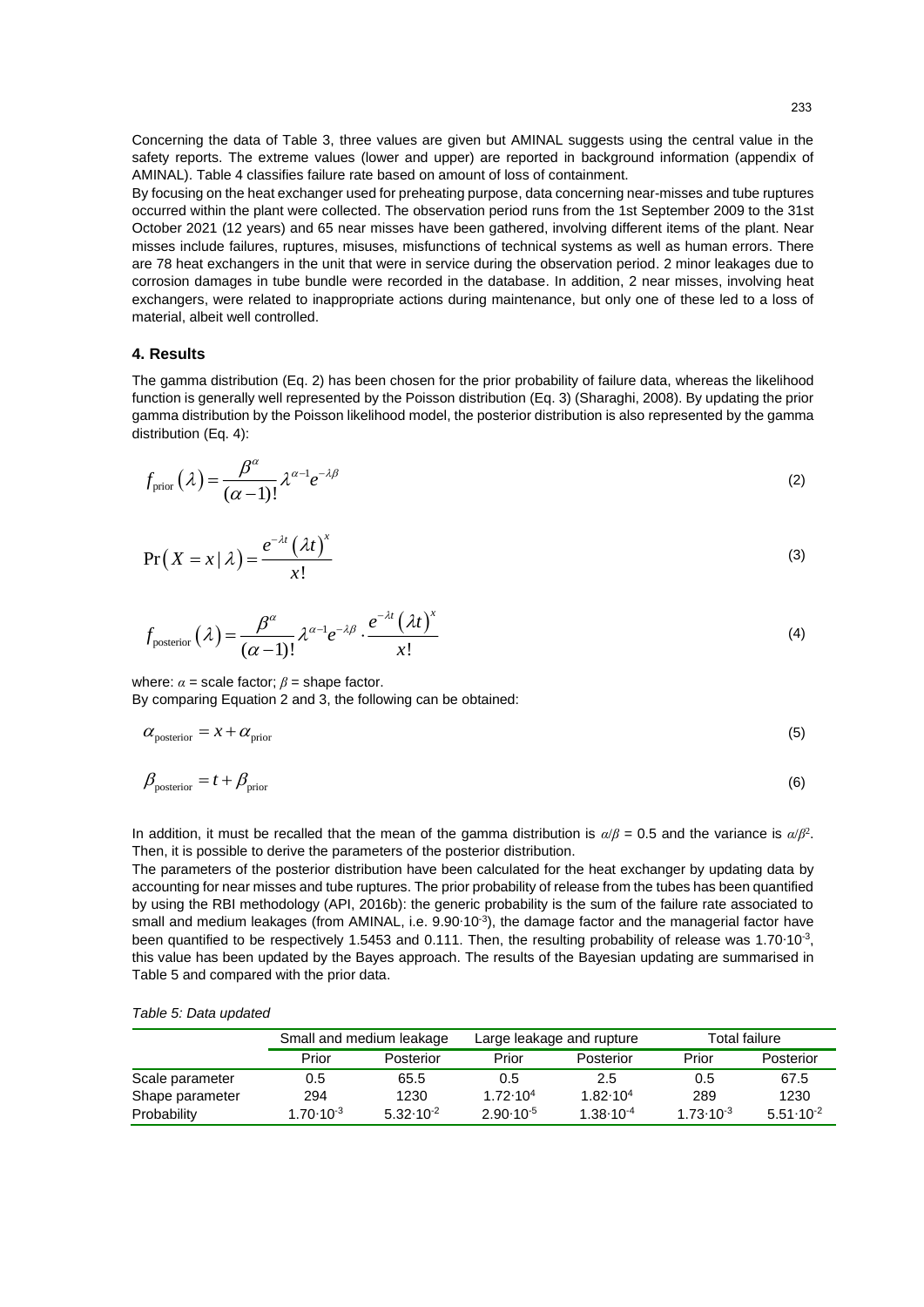Concerning the data of Table 3, three values are given but AMINAL suggests using the central value in the safety reports. The extreme values (lower and upper) are reported in background information (appendix of AMINAL). Table 4 classifies failure rate based on amount of loss of containment.

By focusing on the heat exchanger used for preheating purpose, data concerning near-misses and tube ruptures occurred within the plant were collected. The observation period runs from the 1st September 2009 to the 31st October 2021 (12 years) and 65 near misses have been gathered, involving different items of the plant. Near misses include failures, ruptures, misuses, misfunctions of technical systems as well as human errors. There are 78 heat exchangers in the unit that were in service during the observation period. 2 minor leakages due to corrosion damages in tube bundle were recorded in the database. In addition, 2 near misses, involving heat exchangers, were related to inappropriate actions during maintenance, but only one of these led to a loss of material, albeit well controlled.

## 4. Results

The gamma distribution (Eq. 2) has been chosen for the prior probability of failure data, whereas the likelihood function is generally well represented by the Poisson distribution (Eq. 3) (Sharaghi, 2008). By updating the prior gamma distribution by the Poisson likelihood model, the posterior distribution is also represented by the gamma distribution (Eq. 4):

$$f_{\text{prior}}(\lambda) = \frac{\beta^{\alpha}}{(\alpha-1)!}\lambda^{\alpha-1}e^{-\lambda\beta} \tag{2}$$

$$\Pr(X = x \mid \lambda) = \frac{e^{-\lambda t}(\lambda t)^{x}}{x!} \tag{3}$$

$$f_{\text{posterior}}(\lambda) = \frac{\beta^{\alpha}}{(\alpha-1)!}\lambda^{\alpha-1}e^{-\lambda\beta} \cdot \frac{e^{-\lambda t}(\lambda t)^{x}}{x!} \tag{4}$$

where: $\alpha$ = scale factor; $\beta$ = shape factor.

By comparing Equation 2 and 3, the following can be obtained:

$$\alpha_{\text{posterior}} = x + \alpha_{\text{prior}} \tag{5}$$

$$\beta_{\text{posterior}} = t + \beta_{\text{prior}} \tag{6}$$

In addition, it must be recalled that the mean of the gamma distribution is $\alpha/\beta$ = 0.5 and the variance is $\alpha/\beta^2$. Then, it is possible to derive the parameters of the posterior distribution.

The parameters of the posterior distribution have been calculated for the heat exchanger by updating data by accounting for near misses and tube ruptures. The prior probability of release from the tubes has been quantified by using the RBI methodology (API, 2016b): the generic probability is the sum of the failure rate associated to small and medium leakages (from AMINAL, i.e. $9.90 \cdot 10^{-3}$), the damage factor and the managerial factor have been quantified to be respectively 1.5453 and 0.111. Then, the resulting probability of release was $1.70 \cdot 10^{-3}$, this value has been updated by the Bayes approach. The results of the Bayesian updating are summarised in Table 5 and compared with the prior data.

*Table 5: Data updated*

| | Small and medium leakage | | Large leakage and rupture | | Total failure | |
|---|---|---|---|---|---|---|
| | Prior | Posterior | Prior | Posterior | Prior | Posterior |
| Scale parameter | 0.5 | 65.5 | 0.5 | 2.5 | 0.5 | 67.5 |
| Shape parameter | 294 | 1230 | $1.72 \cdot 10^{4}$ | $1.82 \cdot 10^{4}$ | 289 | 1230 |
| Probability | $1.70 \cdot 10^{-3}$ | $5.32 \cdot 10^{-2}$ | $2.90 \cdot 10^{-5}$ | $1.38 \cdot 10^{-4}$ | $1.73 \cdot 10^{-3}$ | $5.51 \cdot 10^{-2}$ |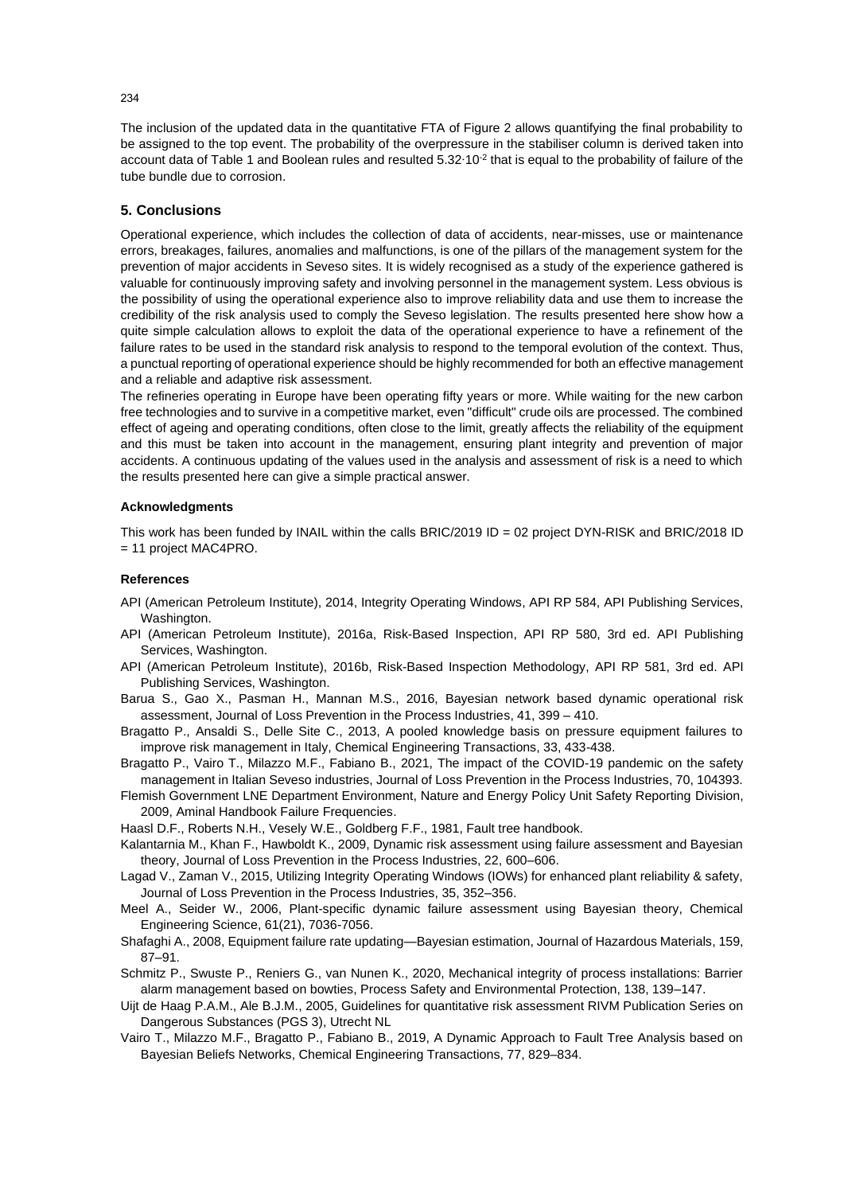The inclusion of the updated data in the quantitative FTA of Figure 2 allows quantifying the final probability to be assigned to the top event. The probability of the overpressure in the stabiliser column is derived taken into account data of Table 1 and Boolean rules and resulted $5.32 \cdot 10^{-2}$ that is equal to the probability of failure of the tube bundle due to corrosion.

## 5. Conclusions

Operational experience, which includes the collection of data of accidents, near-misses, use or maintenance errors, breakages, failures, anomalies and malfunctions, is one of the pillars of the management system for the prevention of major accidents in Seveso sites. It is widely recognised as a study of the experience gathered is valuable for continuously improving safety and involving personnel in the management system. Less obvious is the possibility of using the operational experience also to improve reliability data and use them to increase the credibility of the risk analysis used to comply the Seveso legislation. The results presented here show how a quite simple calculation allows to exploit the data of the operational experience to have a refinement of the failure rates to be used in the standard risk analysis to respond to the temporal evolution of the context. Thus, a punctual reporting of operational experience should be highly recommended for both an effective management and a reliable and adaptive risk assessment.

The refineries operating in Europe have been operating fifty years or more. While waiting for the new carbon free technologies and to survive in a competitive market, even "difficult" crude oils are processed. The combined effect of ageing and operating conditions, often close to the limit, greatly affects the reliability of the equipment and this must be taken into account in the management, ensuring plant integrity and prevention of major accidents. A continuous updating of the values used in the analysis and assessment of risk is a need to which the results presented here can give a simple practical answer.

### Acknowledgments

This work has been funded by INAIL within the calls BRIC/2019 ID = 02 project DYN-RISK and BRIC/2018 ID = 11 project MAC4PRO.

### References

API (American Petroleum Institute), 2014, Integrity Operating Windows, API RP 584, API Publishing Services, Washington.

API (American Petroleum Institute), 2016a, Risk-Based Inspection, API RP 580, 3rd ed. API Publishing Services, Washington.

API (American Petroleum Institute), 2016b, Risk-Based Inspection Methodology, API RP 581, 3rd ed. API Publishing Services, Washington.

Barua S., Gao X., Pasman H., Mannan M.S., 2016, Bayesian network based dynamic operational risk assessment, Journal of Loss Prevention in the Process Industries, 41, 399 – 410.

Bragatto P., Ansaldi S., Delle Site C., 2013, A pooled knowledge basis on pressure equipment failures to improve risk management in Italy, Chemical Engineering Transactions, 33, 433-438.

Bragatto P., Vairo T., Milazzo M.F., Fabiano B., 2021, The impact of the COVID-19 pandemic on the safety management in Italian Seveso industries, Journal of Loss Prevention in the Process Industries, 70, 104393.

Flemish Government LNE Department Environment, Nature and Energy Policy Unit Safety Reporting Division, 2009, Aminal Handbook Failure Frequencies.

Haasl D.F., Roberts N.H., Vesely W.E., Goldberg F.F., 1981, Fault tree handbook.

Kalantarnia M., Khan F., Hawboldt K., 2009, Dynamic risk assessment using failure assessment and Bayesian theory, Journal of Loss Prevention in the Process Industries, 22, 600–606.

Lagad V., Zaman V., 2015, Utilizing Integrity Operating Windows (IOWs) for enhanced plant reliability & safety, Journal of Loss Prevention in the Process Industries, 35, 352–356.

Meel A., Seider W., 2006, Plant-specific dynamic failure assessment using Bayesian theory, Chemical Engineering Science, 61(21), 7036-7056.

Shafaghi A., 2008, Equipment failure rate updating—Bayesian estimation, Journal of Hazardous Materials, 159, 87–91.

Schmitz P., Swuste P., Reniers G., van Nunen K., 2020, Mechanical integrity of process installations: Barrier alarm management based on bowties, Process Safety and Environmental Protection, 138, 139–147.

Uijt de Haag P.A.M., Ale B.J.M., 2005, Guidelines for quantitative risk assessment RIVM Publication Series on Dangerous Substances (PGS 3), Utrecht NL

Vairo T., Milazzo M.F., Bragatto P., Fabiano B., 2019, A Dynamic Approach to Fault Tree Analysis based on Bayesian Beliefs Networks, Chemical Engineering Transactions, 77, 829–834.